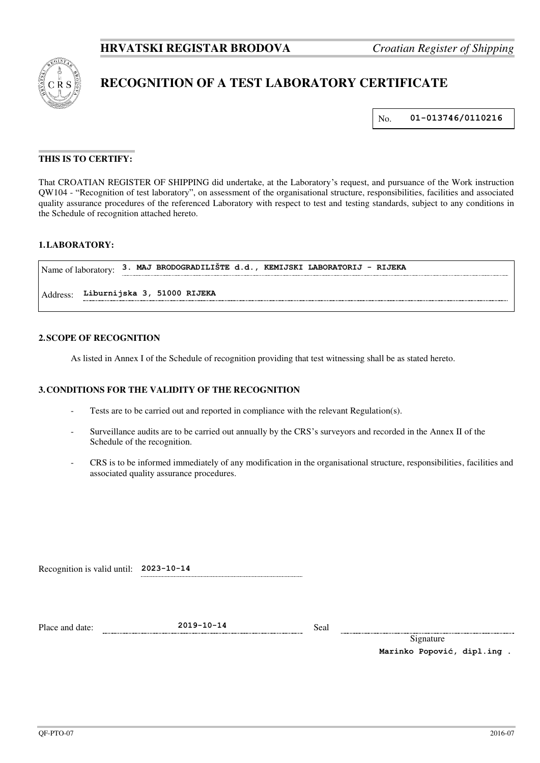**HRVATSKI REGISTAR BRODOVA** *Croatian Register of Shipping*

# RECOGNITION OF A TEST LABORATORY CERTIFICATE

No. **01-013746/0110216**

**THIS IS TO CERTIFY:**

That CROATIAN REGISTER OF SHIPPING did undertake, at the Laboratory's request, and pursuance of the Work instruction QW104 - "Recognition of test laboratory", on assessment of the organisational structure, responsibilities, facilities and associated quality assurance procedures of the referenced Laboratory with respect to test and testing standards, subject to any conditions in the Schedule of recognition attached hereto.

## 1. LABORATORY:

Name of laboratory: **3. MAJ BRODOGRADILIŠTE d.d., KEMIJSKI LABORATORIJ - RIJEKA**

Address: **Liburnijska 3, 51000 RIJEKA**

## 2. SCOPE OF RECOGNITION

As listed in Annex I of the Schedule of recognition providing that test witnessing shall be as stated hereto.

## 3. CONDITIONS FOR THE VALIDITY OF THE RECOGNITION

- Tests are to be carried out and reported in compliance with the relevant Regulation(s).
- Surveillance audits are to be carried out annually by the CRS's surveyors and recorded in the Annex II of the Schedule of the recognition.
- CRS is to be informed immediately of any modification in the organisational structure, responsibilities, facilities and associated quality assurance procedures.

Recognition is valid until: **2023-10-14**

Place and date: **2019-10-14** Seal

Signature

**Marinko Popović, dipl.ing .**

QF-PTO-07 2016-07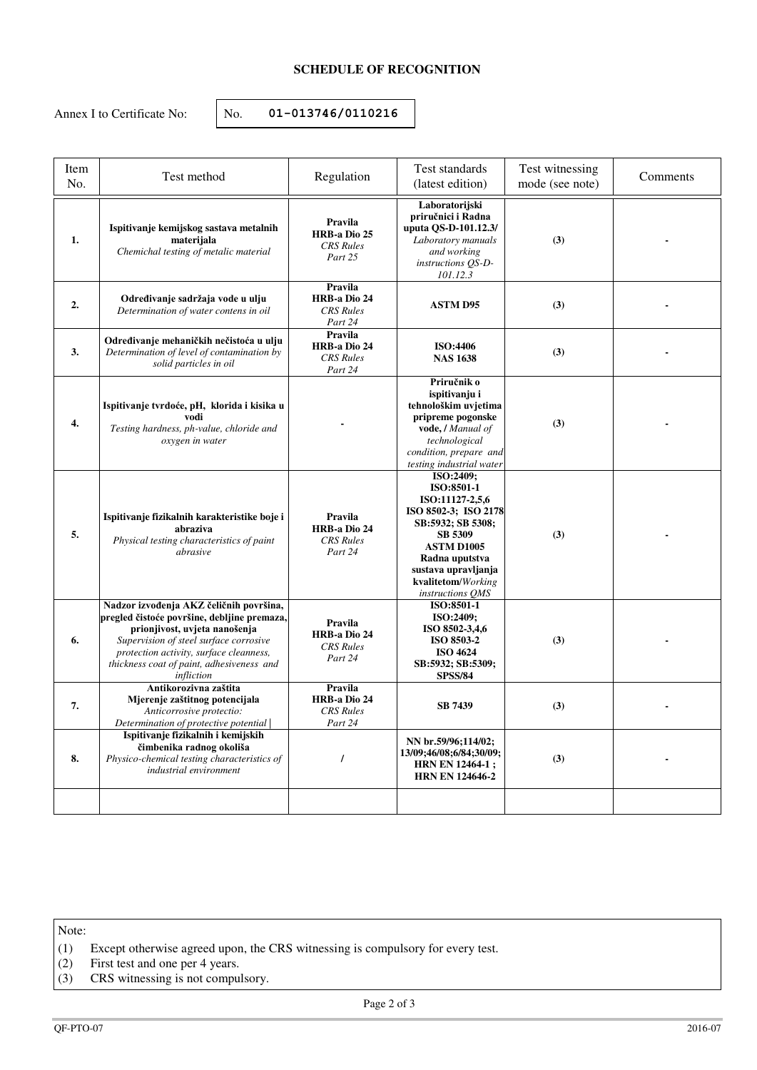### SCHEDULE OF RECOGNITION

Annex I to Certificate No: No. **01-013746/0110216**

| Item No. | Test method | Regulation | Test standards (latest edition) | Test witnessing mode (see note) | Comments |
|---|---|---|---|---|---|
| **1.** | **Ispitivanje kemijskog sastava metalnih materijala** *Chemichal testing of metalic material* | **Pravila HRB-a Dio 25** *CRS Rules Part 25* | **Laboratorijski priručnici i Radna uputa QS-D-101.12.3/** *Laboratory manuals and working instructions QS-D-101.12.3* | **(3)** | **-** |
| **2.** | **Određivanje sadržaja vode u ulju** *Determination of water contens in oil* | **Pravila HRB-a Dio 24** *CRS Rules Part 24* | **ASTM D95** | **(3)** | **-** |
| **3.** | **Određivanje mehaničkih nečistoća u ulju** *Determination of level of contamination by solid particles in oil* | **Pravila HRB-a Dio 24** *CRS Rules Part 24* | **ISO:4406 NAS 1638** | **(3)** | **-** |
| **4.** | **Ispitivanje tvrdoće, pH, klorida i kisika u vodi** *Testing hardness, ph-value, chloride and oxygen in water* | **-** | **Priručnik o ispitivanju i tehnološkim uvjetima pripreme pogonske vode, /** *Manual of technological condition, prepare and testing industrial water* | **(3)** | **-** |
| **5.** | **Ispitivanje fizikalnih karakteristike boje i abraziva** *Physical testing characteristics of paint abrasive* | **Pravila HRB-a Dio 24** *CRS Rules Part 24* | **ISO:2409; ISO:8501-1 ISO:11127-2,5,6 ISO 8502-3; ISO 2178 SB:5932; SB 5308; SB 5309 ASTM D1005 Radna uputstva sustava upravljanja kvalitetom/***Working instructions QMS* | **(3)** | **-** |
| **6.** | **Nadzor izvođenja AKZ čeličnih površina, pregled čistoće površine, debljine premaza, prionjivost, uvjeta nanošenja** *Supervision of steel surface corrosive protection activity, surface cleanness, thickness coat of paint, adhesiveness and infliction* | **Pravila HRB-a Dio 24** *CRS Rules Part 24* | **ISO:8501-1 ISO:2409; ISO 8502-3,4,6 ISO 8503-2 ISO 4624 SB:5932; SB:5309; SPSS/84** | **(3)** | **-** |
| **7.** | **Antikorozivna zaštita Mjerenje zaštitnog potencijala** *Anticorrosive protectio: Determination of protective potential* | **Pravila HRB-a Dio 24** *CRS Rules Part 24* | **SB 7439** | **(3)** | **-** |
| **8.** | **Ispitivanje fizikalnih i kemijskih čimbenika radnog okoliša** *Physico-chemical testing characteristics of industrial environment* | **/** | **NN br.59/96;114/02; 13/09;46/08;6/84;30/09; HRN EN 12464-1 ; HRN EN 124646-2** | **(3)** | **-** |
| | | | | | |

Note:

(1) Except otherwise agreed upon, the CRS witnessing is compulsory for every test.
(2) First test and one per 4 years.
(3) CRS witnessing is not compulsory.

QF-PTO-07 2016-07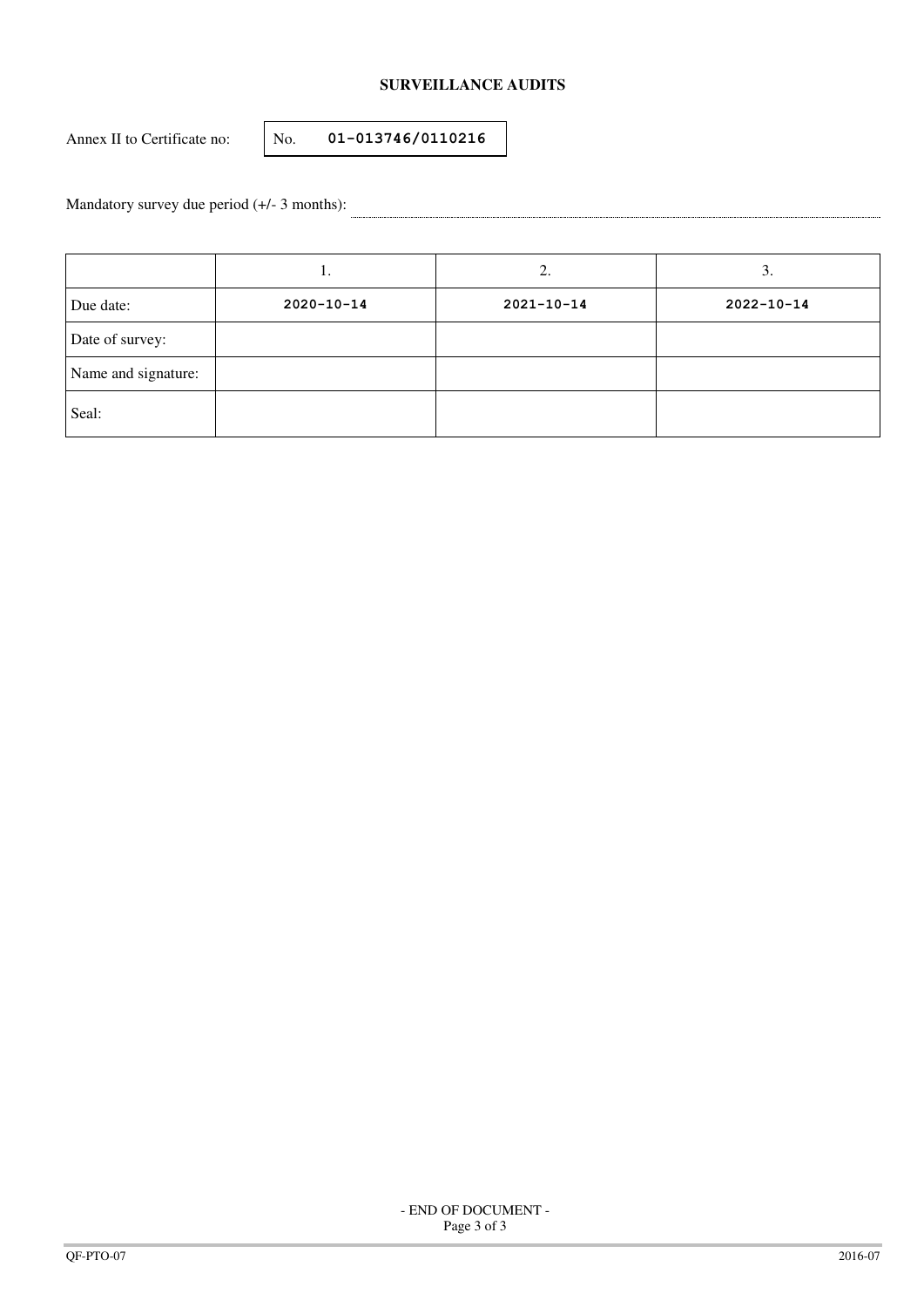## SURVEILLANCE AUDITS

Annex II to Certificate no: No. **01-013746/0110216**

Mandatory survey due period (+/- 3 months):

| | 1. | 2. | 3. |
|---|---|---|---|
| Due date: | 2020-10-14 | 2021-10-14 | 2022-10-14 |
| Date of survey: | | | |
| Name and signature: | | | |
| Seal: | | | |

- END OF DOCUMENT -